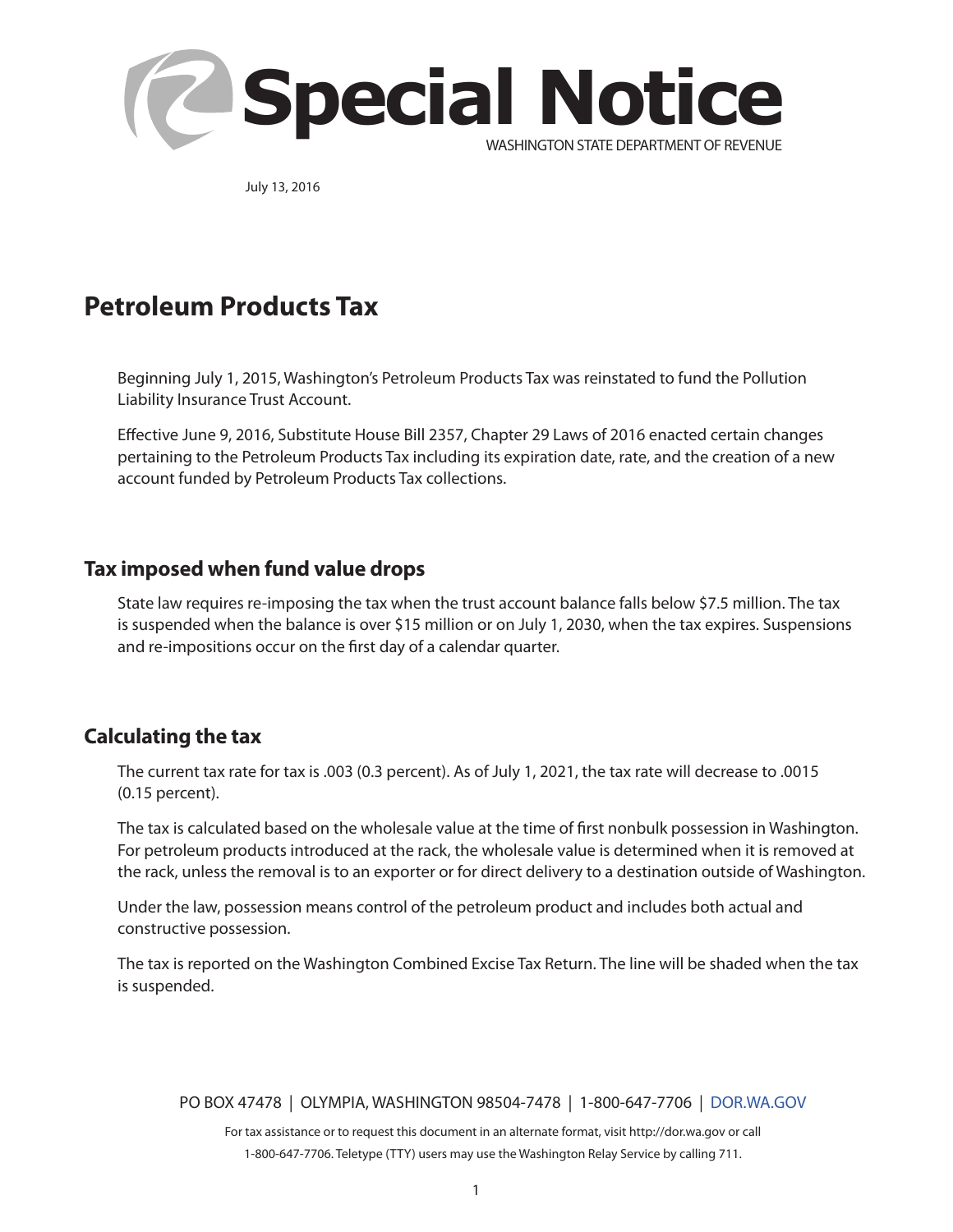# Special Notice

WASHINGTON STATE DEPARTMENT OF REVENUE

July 13, 2016

## Petroleum Products Tax

Beginning July 1, 2015, Washington's Petroleum Products Tax was reinstated to fund the Pollution Liability Insurance Trust Account.

Effective June 9, 2016, Substitute House Bill 2357, Chapter 29 Laws of 2016 enacted certain changes pertaining to the Petroleum Products Tax including its expiration date, rate, and the creation of a new account funded by Petroleum Products Tax collections.

### Tax imposed when fund value drops

State law requires re-imposing the tax when the trust account balance falls below $7.5 million. The tax is suspended when the balance is over $15 million or on July 1, 2030, when the tax expires. Suspensions and re-impositions occur on the first day of a calendar quarter.

### Calculating the tax

The current tax rate for tax is .003 (0.3 percent). As of July 1, 2021, the tax rate will decrease to .0015 (0.15 percent).

The tax is calculated based on the wholesale value at the time of first nonbulk possession in Washington. For petroleum products introduced at the rack, the wholesale value is determined when it is removed at the rack, unless the removal is to an exporter or for direct delivery to a destination outside of Washington.

Under the law, possession means control of the petroleum product and includes both actual and constructive possession.

The tax is reported on the Washington Combined Excise Tax Return. The line will be shaded when the tax is suspended.

PO BOX 47478 | OLYMPIA, WASHINGTON 98504-7478 | 1-800-647-7706 | DOR.WA.GOV

For tax assistance or to request this document in an alternate format, visit http://dor.wa.gov or call 1-800-647-7706. Teletype (TTY) users may use the Washington Relay Service by calling 711.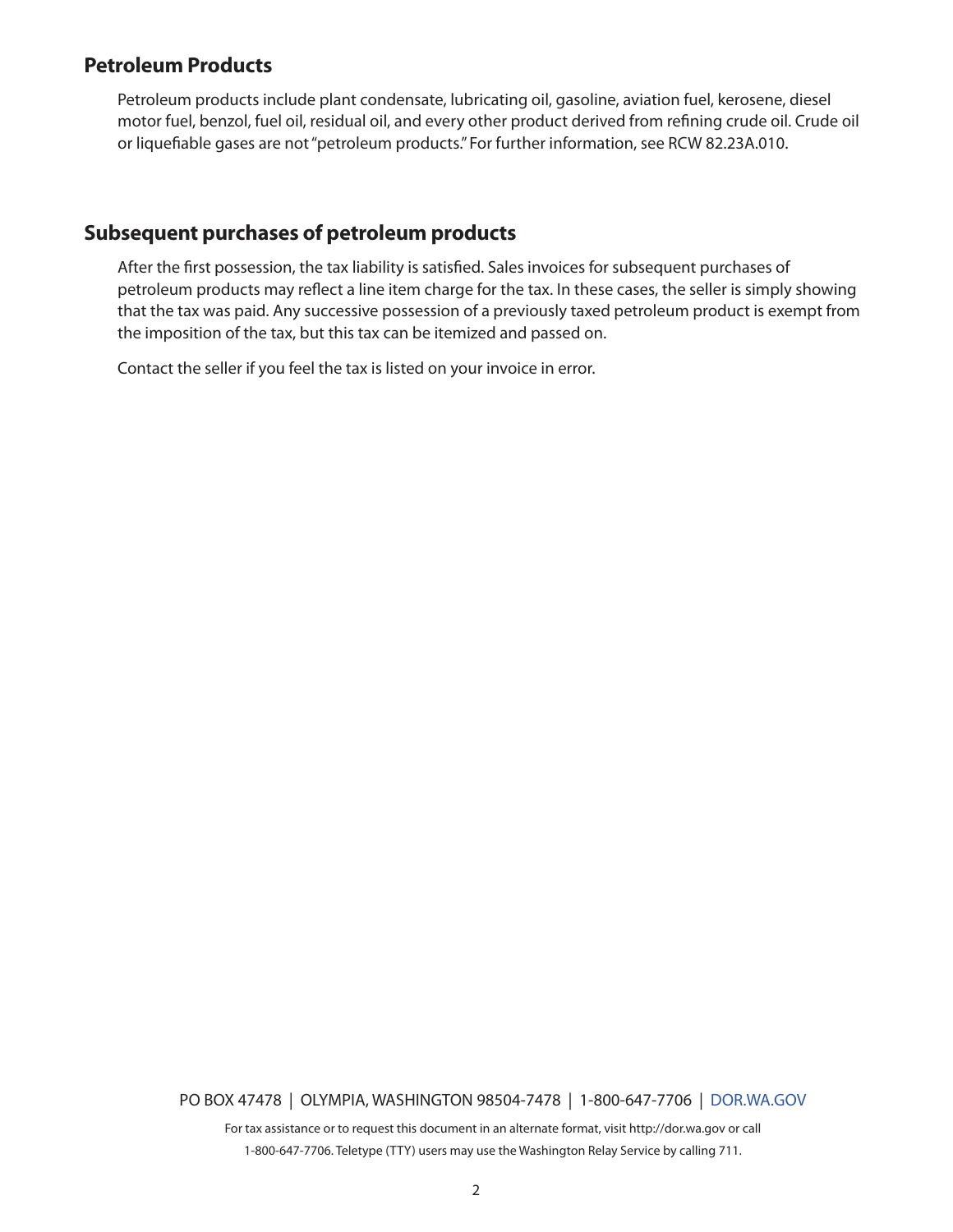## Petroleum Products

Petroleum products include plant condensate, lubricating oil, gasoline, aviation fuel, kerosene, diesel motor fuel, benzol, fuel oil, residual oil, and every other product derived from refining crude oil. Crude oil or liquefiable gases are not "petroleum products." For further information, see RCW 82.23A.010.

## Subsequent purchases of petroleum products

After the first possession, the tax liability is satisfied. Sales invoices for subsequent purchases of petroleum products may reflect a line item charge for the tax. In these cases, the seller is simply showing that the tax was paid. Any successive possession of a previously taxed petroleum product is exempt from the imposition of the tax, but this tax can be itemized and passed on.

Contact the seller if you feel the tax is listed on your invoice in error.

PO BOX 47478 | OLYMPIA, WASHINGTON 98504-7478 | 1-800-647-7706 | DOR.WA.GOV

For tax assistance or to request this document in an alternate format, visit http://dor.wa.gov or call 1-800-647-7706. Teletype (TTY) users may use the Washington Relay Service by calling 711.